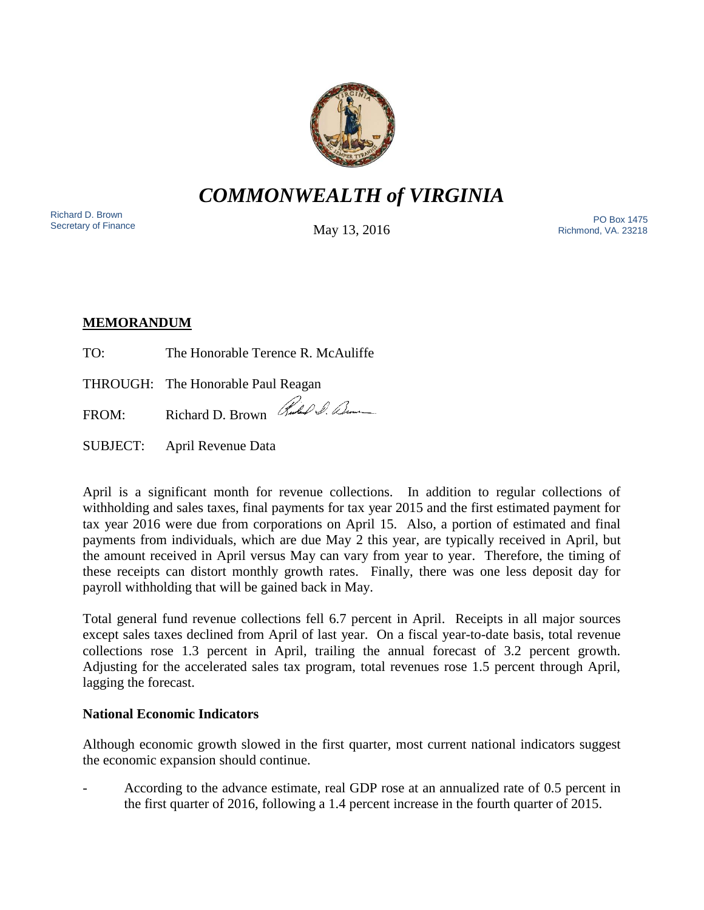# *COMMONWEALTH of VIRGINIA*

Richard D. Brown
Secretary of Finance

May 13, 2016

PO Box 1475
Richmond, VA. 23218

## MEMORANDUM

TO: The Honorable Terence R. McAuliffe

THROUGH: The Honorable Paul Reagan

FROM: Richard D. Brown

SUBJECT: April Revenue Data

April is a significant month for revenue collections. In addition to regular collections of withholding and sales taxes, final payments for tax year 2015 and the first estimated payment for tax year 2016 were due from corporations on April 15. Also, a portion of estimated and final payments from individuals, which are due May 2 this year, are typically received in April, but the amount received in April versus May can vary from year to year. Therefore, the timing of these receipts can distort monthly growth rates. Finally, there was one less deposit day for payroll withholding that will be gained back in May.

Total general fund revenue collections fell 6.7 percent in April. Receipts in all major sources except sales taxes declined from April of last year. On a fiscal year-to-date basis, total revenue collections rose 1.3 percent in April, trailing the annual forecast of 3.2 percent growth. Adjusting for the accelerated sales tax program, total revenues rose 1.5 percent through April, lagging the forecast.

### National Economic Indicators

Although economic growth slowed in the first quarter, most current national indicators suggest the economic expansion should continue.

- According to the advance estimate, real GDP rose at an annualized rate of 0.5 percent in the first quarter of 2016, following a 1.4 percent increase in the fourth quarter of 2015.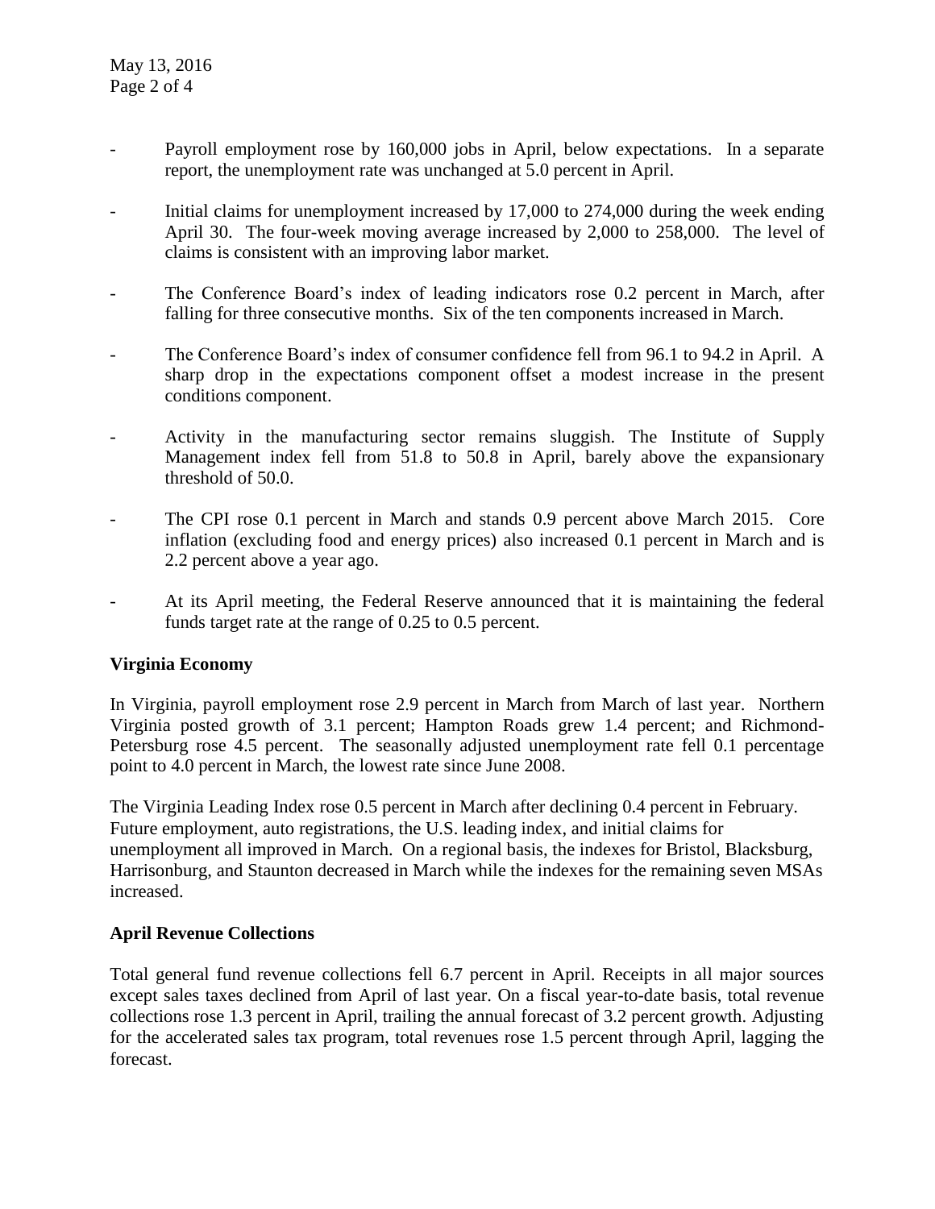- Payroll employment rose by 160,000 jobs in April, below expectations. In a separate report, the unemployment rate was unchanged at 5.0 percent in April.

- Initial claims for unemployment increased by 17,000 to 274,000 during the week ending April 30. The four-week moving average increased by 2,000 to 258,000. The level of claims is consistent with an improving labor market.

- The Conference Board's index of leading indicators rose 0.2 percent in March, after falling for three consecutive months. Six of the ten components increased in March.

- The Conference Board's index of consumer confidence fell from 96.1 to 94.2 in April. A sharp drop in the expectations component offset a modest increase in the present conditions component.

- Activity in the manufacturing sector remains sluggish. The Institute of Supply Management index fell from 51.8 to 50.8 in April, barely above the expansionary threshold of 50.0.

- The CPI rose 0.1 percent in March and stands 0.9 percent above March 2015. Core inflation (excluding food and energy prices) also increased 0.1 percent in March and is 2.2 percent above a year ago.

- At its April meeting, the Federal Reserve announced that it is maintaining the federal funds target rate at the range of 0.25 to 0.5 percent.

## Virginia Economy

In Virginia, payroll employment rose 2.9 percent in March from March of last year. Northern Virginia posted growth of 3.1 percent; Hampton Roads grew 1.4 percent; and Richmond-Petersburg rose 4.5 percent. The seasonally adjusted unemployment rate fell 0.1 percentage point to 4.0 percent in March, the lowest rate since June 2008.

The Virginia Leading Index rose 0.5 percent in March after declining 0.4 percent in February. Future employment, auto registrations, the U.S. leading index, and initial claims for unemployment all improved in March. On a regional basis, the indexes for Bristol, Blacksburg, Harrisonburg, and Staunton decreased in March while the indexes for the remaining seven MSAs increased.

## April Revenue Collections

Total general fund revenue collections fell 6.7 percent in April. Receipts in all major sources except sales taxes declined from April of last year. On a fiscal year-to-date basis, total revenue collections rose 1.3 percent in April, trailing the annual forecast of 3.2 percent growth. Adjusting for the accelerated sales tax program, total revenues rose 1.5 percent through April, lagging the forecast.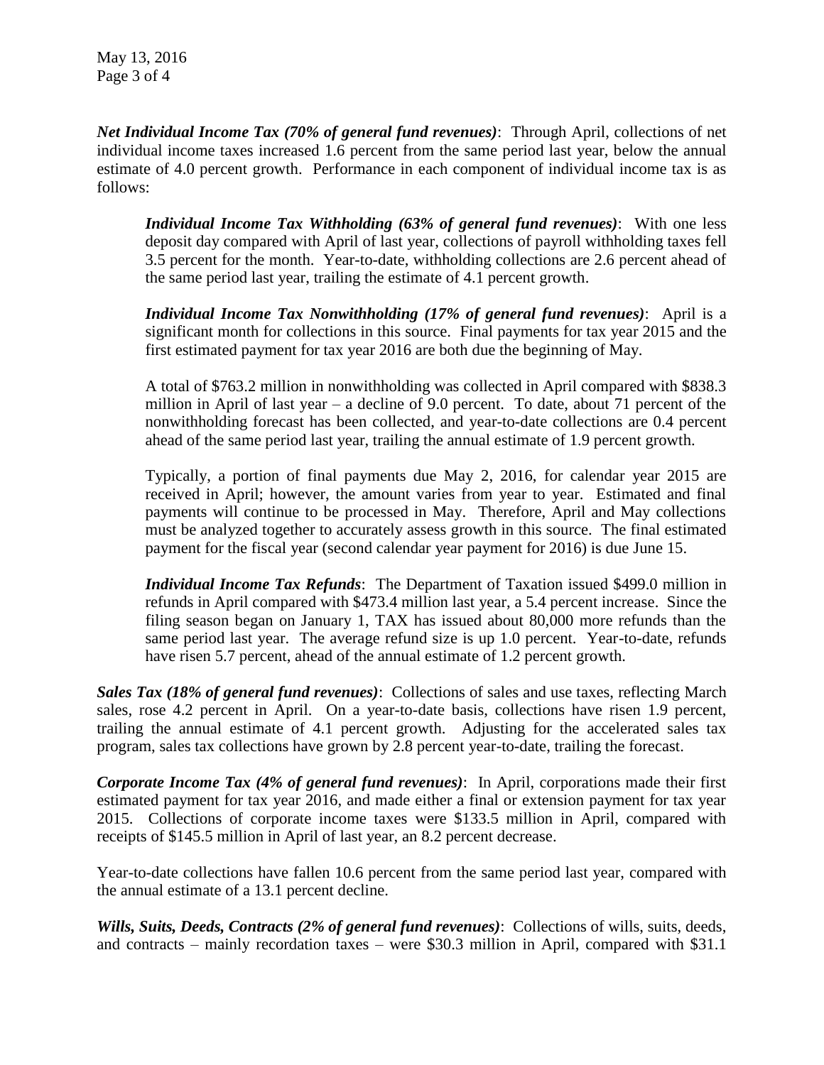***Net Individual Income Tax (70% of general fund revenues)***: Through April, collections of net individual income taxes increased 1.6 percent from the same period last year, below the annual estimate of 4.0 percent growth. Performance in each component of individual income tax is as follows:

> ***Individual Income Tax Withholding (63% of general fund revenues)***: With one less deposit day compared with April of last year, collections of payroll withholding taxes fell 3.5 percent for the month. Year-to-date, withholding collections are 2.6 percent ahead of the same period last year, trailing the estimate of 4.1 percent growth.
>
> ***Individual Income Tax Nonwithholding (17% of general fund revenues)***: April is a significant month for collections in this source. Final payments for tax year 2015 and the first estimated payment for tax year 2016 are both due the beginning of May.
>
> A total of $763.2 million in nonwithholding was collected in April compared with $838.3 million in April of last year – a decline of 9.0 percent. To date, about 71 percent of the nonwithholding forecast has been collected, and year-to-date collections are 0.4 percent ahead of the same period last year, trailing the annual estimate of 1.9 percent growth.
>
> Typically, a portion of final payments due May 2, 2016, for calendar year 2015 are received in April; however, the amount varies from year to year. Estimated and final payments will continue to be processed in May. Therefore, April and May collections must be analyzed together to accurately assess growth in this source. The final estimated payment for the fiscal year (second calendar year payment for 2016) is due June 15.
>
> ***Individual Income Tax Refunds***: The Department of Taxation issued $499.0 million in refunds in April compared with $473.4 million last year, a 5.4 percent increase. Since the filing season began on January 1, TAX has issued about 80,000 more refunds than the same period last year. The average refund size is up 1.0 percent. Year-to-date, refunds have risen 5.7 percent, ahead of the annual estimate of 1.2 percent growth.

***Sales Tax (18% of general fund revenues)***: Collections of sales and use taxes, reflecting March sales, rose 4.2 percent in April. On a year-to-date basis, collections have risen 1.9 percent, trailing the annual estimate of 4.1 percent growth. Adjusting for the accelerated sales tax program, sales tax collections have grown by 2.8 percent year-to-date, trailing the forecast.

***Corporate Income Tax (4% of general fund revenues)***: In April, corporations made their first estimated payment for tax year 2016, and made either a final or extension payment for tax year 2015. Collections of corporate income taxes were $133.5 million in April, compared with receipts of $145.5 million in April of last year, an 8.2 percent decrease.

Year-to-date collections have fallen 10.6 percent from the same period last year, compared with the annual estimate of a 13.1 percent decline.

***Wills, Suits, Deeds, Contracts (2% of general fund revenues)***: Collections of wills, suits, deeds, and contracts – mainly recordation taxes – were $30.3 million in April, compared with $31.1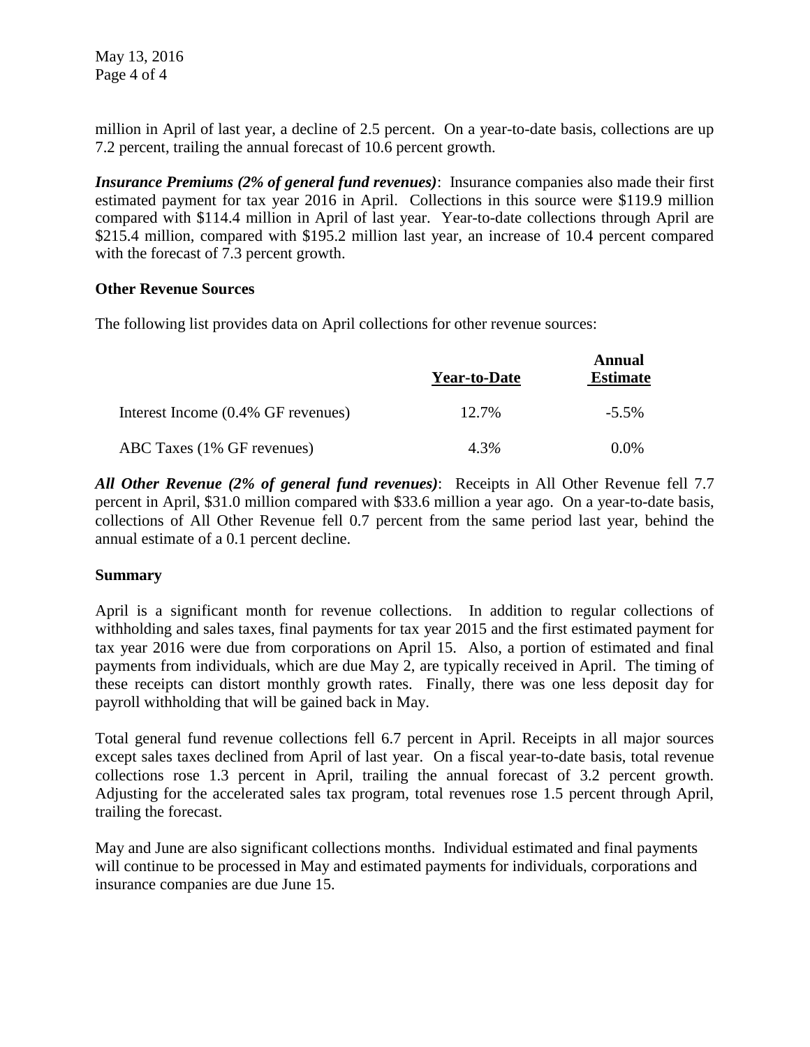million in April of last year, a decline of 2.5 percent. On a year-to-date basis, collections are up 7.2 percent, trailing the annual forecast of 10.6 percent growth.

***Insurance Premiums (2% of general fund revenues)***: Insurance companies also made their first estimated payment for tax year 2016 in April. Collections in this source were $119.9 million compared with $114.4 million in April of last year. Year-to-date collections through April are $215.4 million, compared with $195.2 million last year, an increase of 10.4 percent compared with the forecast of 7.3 percent growth.

**Other Revenue Sources**

The following list provides data on April collections for other revenue sources:

| | Year-to-Date | Annual Estimate |
|---|---|---|
| Interest Income (0.4% GF revenues) | 12.7% | -5.5% |
| ABC Taxes (1% GF revenues) | 4.3% | 0.0% |

***All Other Revenue (2% of general fund revenues)***: Receipts in All Other Revenue fell 7.7 percent in April, $31.0 million compared with $33.6 million a year ago. On a year-to-date basis, collections of All Other Revenue fell 0.7 percent from the same period last year, behind the annual estimate of a 0.1 percent decline.

**Summary**

April is a significant month for revenue collections. In addition to regular collections of withholding and sales taxes, final payments for tax year 2015 and the first estimated payment for tax year 2016 were due from corporations on April 15. Also, a portion of estimated and final payments from individuals, which are due May 2, are typically received in April. The timing of these receipts can distort monthly growth rates. Finally, there was one less deposit day for payroll withholding that will be gained back in May.

Total general fund revenue collections fell 6.7 percent in April. Receipts in all major sources except sales taxes declined from April of last year. On a fiscal year-to-date basis, total revenue collections rose 1.3 percent in April, trailing the annual forecast of 3.2 percent growth. Adjusting for the accelerated sales tax program, total revenues rose 1.5 percent through April, trailing the forecast.

May and June are also significant collections months. Individual estimated and final payments will continue to be processed in May and estimated payments for individuals, corporations and insurance companies are due June 15.